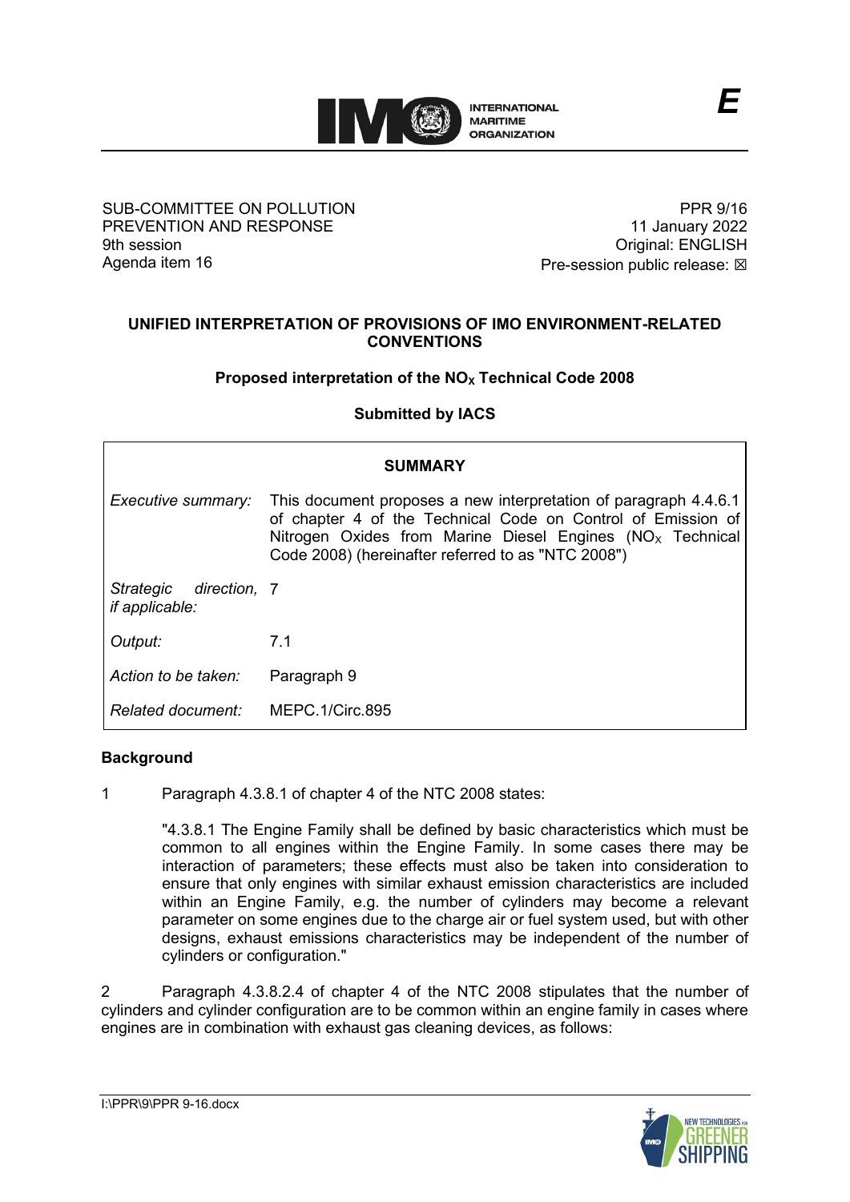INTERNATIONAL MARITIME ORGANIZATION

*E*

SUB-COMMITTEE ON POLLUTION PREVENTION AND RESPONSE
9th session
Agenda item 16

PPR 9/16
11 January 2022
Original: ENGLISH
Pre-session public release: ☒

## UNIFIED INTERPRETATION OF PROVISIONS OF IMO ENVIRONMENT-RELATED CONVENTIONS

### Proposed interpretation of the $NO_X$ Technical Code 2008

**Submitted by IACS**

| **SUMMARY** | |
|---|---|
| *Executive summary:* | This document proposes a new interpretation of paragraph 4.4.6.1 of chapter 4 of the Technical Code on Control of Emission of Nitrogen Oxides from Marine Diesel Engines ($NO_X$ Technical Code 2008) (hereinafter referred to as "NTC 2008") |
| *Strategic direction, if applicable:* | 7 |
| *Output:* | 7.1 |
| *Action to be taken:* | Paragraph 9 |
| *Related document:* | MEPC.1/Circ.895 |

## Background

1 Paragraph 4.3.8.1 of chapter 4 of the NTC 2008 states:

> "4.3.8.1 The Engine Family shall be defined by basic characteristics which must be common to all engines within the Engine Family. In some cases there may be interaction of parameters; these effects must also be taken into consideration to ensure that only engines with similar exhaust emission characteristics are included within an Engine Family, e.g. the number of cylinders may become a relevant parameter on some engines due to the charge air or fuel system used, but with other designs, exhaust emissions characteristics may be independent of the number of cylinders or configuration."

2 Paragraph 4.3.8.2.4 of chapter 4 of the NTC 2008 stipulates that the number of cylinders and cylinder configuration are to be common within an engine family in cases where engines are in combination with exhaust gas cleaning devices, as follows: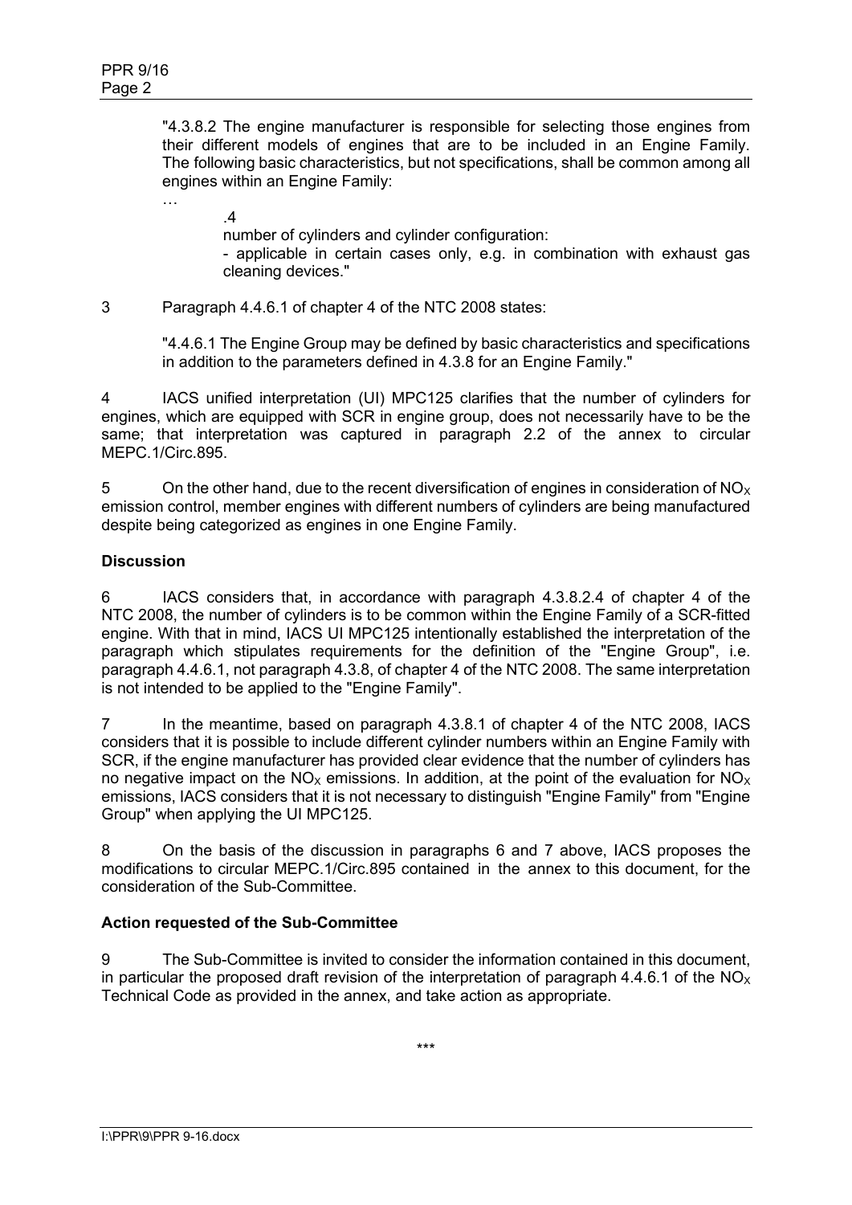"4.3.8.2 The engine manufacturer is responsible for selecting those engines from their different models of engines that are to be included in an Engine Family. The following basic characteristics, but not specifications, shall be common among all engines within an Engine Family:

…

.4 number of cylinders and cylinder configuration:
- applicable in certain cases only, e.g. in combination with exhaust gas cleaning devices."

3 Paragraph 4.4.6.1 of chapter 4 of the NTC 2008 states:

"4.4.6.1 The Engine Group may be defined by basic characteristics and specifications in addition to the parameters defined in 4.3.8 for an Engine Family."

4 IACS unified interpretation (UI) MPC125 clarifies that the number of cylinders for engines, which are equipped with SCR in engine group, does not necessarily have to be the same; that interpretation was captured in paragraph 2.2 of the annex to circular MEPC.1/Circ.895.

5 On the other hand, due to the recent diversification of engines in consideration of $NO_X$ emission control, member engines with different numbers of cylinders are being manufactured despite being categorized as engines in one Engine Family.

**Discussion**

6 IACS considers that, in accordance with paragraph 4.3.8.2.4 of chapter 4 of the NTC 2008, the number of cylinders is to be common within the Engine Family of a SCR-fitted engine. With that in mind, IACS UI MPC125 intentionally established the interpretation of the paragraph which stipulates requirements for the definition of the "Engine Group", i.e. paragraph 4.4.6.1, not paragraph 4.3.8, of chapter 4 of the NTC 2008. The same interpretation is not intended to be applied to the "Engine Family".

7 In the meantime, based on paragraph 4.3.8.1 of chapter 4 of the NTC 2008, IACS considers that it is possible to include different cylinder numbers within an Engine Family with SCR, if the engine manufacturer has provided clear evidence that the number of cylinders has no negative impact on the $NO_X$ emissions. In addition, at the point of the evaluation for $NO_X$ emissions, IACS considers that it is not necessary to distinguish "Engine Family" from "Engine Group" when applying the UI MPC125.

8 On the basis of the discussion in paragraphs 6 and 7 above, IACS proposes the modifications to circular MEPC.1/Circ.895 contained in the annex to this document, for the consideration of the Sub-Committee.

**Action requested of the Sub-Committee**

9 The Sub-Committee is invited to consider the information contained in this document, in particular the proposed draft revision of the interpretation of paragraph 4.4.6.1 of the $NO_X$ Technical Code as provided in the annex, and take action as appropriate.

\*\*\*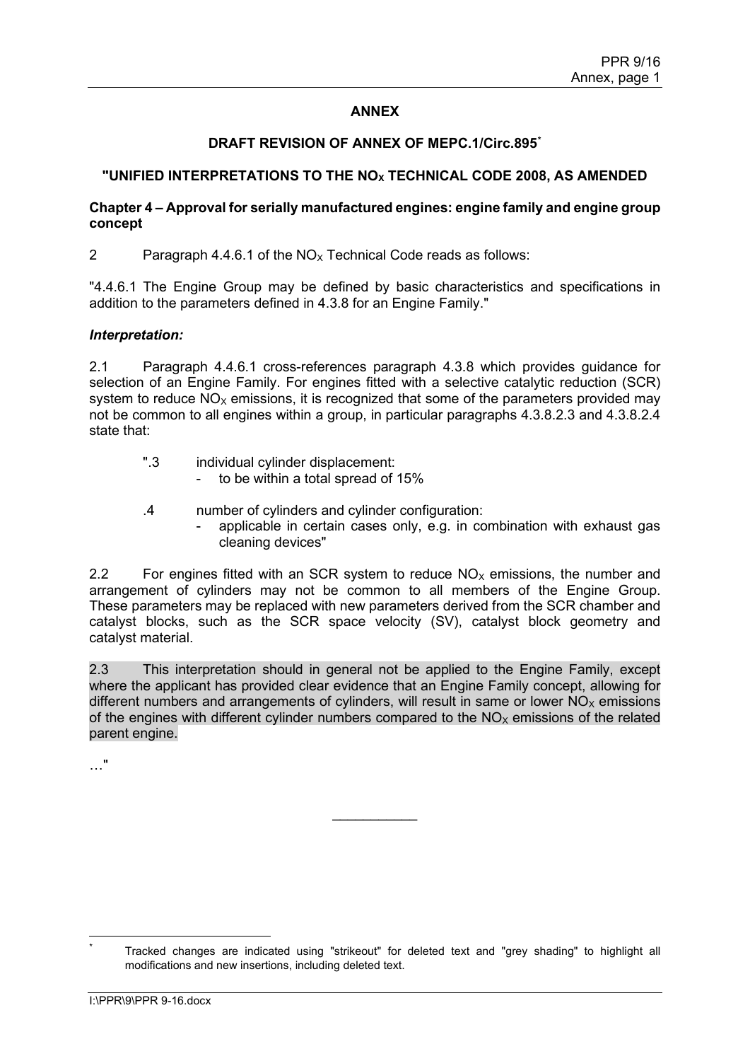# ANNEX

## DRAFT REVISION OF ANNEX OF MEPC.1/Circ.895*

### "UNIFIED INTERPRETATIONS TO THE $NO_X$ TECHNICAL CODE 2008, AS AMENDED

**Chapter 4 – Approval for serially manufactured engines: engine family and engine group concept**

2 Paragraph 4.4.6.1 of the $NO_X$ Technical Code reads as follows:

"4.4.6.1 The Engine Group may be defined by basic characteristics and specifications in addition to the parameters defined in 4.3.8 for an Engine Family."

***Interpretation:***

2.1 Paragraph 4.4.6.1 cross-references paragraph 4.3.8 which provides guidance for selection of an Engine Family. For engines fitted with a selective catalytic reduction (SCR) system to reduce $NO_X$ emissions, it is recognized that some of the parameters provided may not be common to all engines within a group, in particular paragraphs 4.3.8.2.3 and 4.3.8.2.4 state that:

".3 individual cylinder displacement:
- to be within a total spread of 15%

.4 number of cylinders and cylinder configuration:
- applicable in certain cases only, e.g. in combination with exhaust gas cleaning devices"

2.2 For engines fitted with an SCR system to reduce $NO_X$ emissions, the number and arrangement of cylinders may not be common to all members of the Engine Group. These parameters may be replaced with new parameters derived from the SCR chamber and catalyst blocks, such as the SCR space velocity (SV), catalyst block geometry and catalyst material.

2.3 This interpretation should in general not be applied to the Engine Family, except where the applicant has provided clear evidence that an Engine Family concept, allowing for different numbers and arrangements of cylinders, will result in same or lower $NO_X$ emissions of the engines with different cylinder numbers compared to the $NO_X$ emissions of the related parent engine.

…"

---

* Tracked changes are indicated using "strikeout" for deleted text and "grey shading" to highlight all modifications and new insertions, including deleted text.